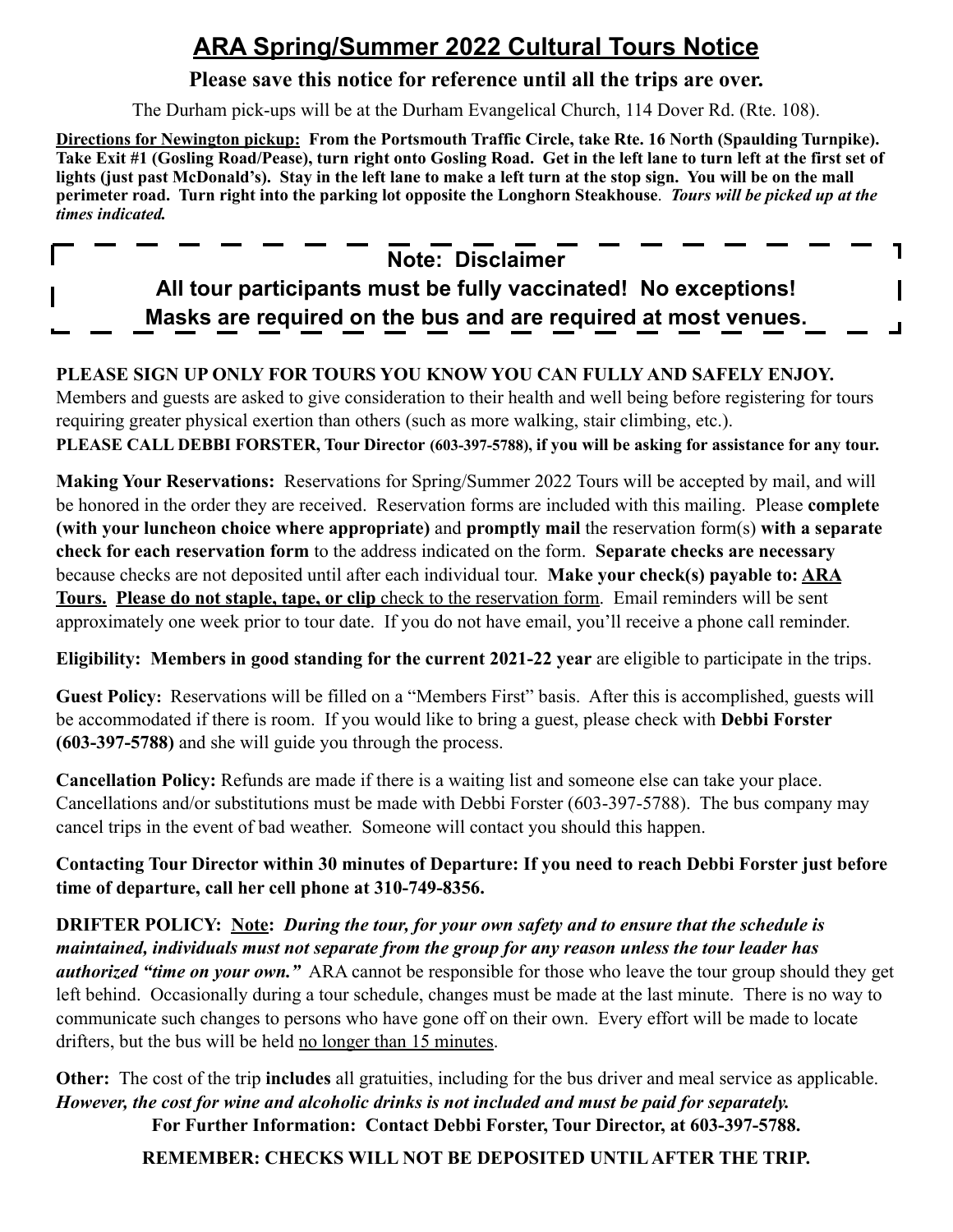# ARA Spring/Summer 2022 Cultural Tours Notice

**Please save this notice for reference until all the trips are over.**

The Durham pick-ups will be at the Durham Evangelical Church, 114 Dover Rd. (Rte. 108).

**Directions for Newington pickup: From the Portsmouth Traffic Circle, take Rte. 16 North (Spaulding Turnpike). Take Exit #1 (Gosling Road/Pease), turn right onto Gosling Road. Get in the left lane to turn left at the first set of lights (just past McDonald's). Stay in the left lane to make a left turn at the stop sign. You will be on the mall perimeter road. Turn right into the parking lot opposite the Longhorn Steakhouse**. ***Tours will be picked up at the times indicated.***

**Note: Disclaimer**

**All tour participants must be fully vaccinated! No exceptions!**

**Masks are required on the bus and are required at most venues.**

**PLEASE SIGN UP ONLY FOR TOURS YOU KNOW YOU CAN FULLY AND SAFELY ENJOY.** Members and guests are asked to give consideration to their health and well being before registering for tours requiring greater physical exertion than others (such as more walking, stair climbing, etc.).

**PLEASE CALL DEBBI FORSTER, Tour Director (603-397-5788), if you will be asking for assistance for any tour.**

**Making Your Reservations:** Reservations for Spring/Summer 2022 Tours will be accepted by mail, and will be honored in the order they are received. Reservation forms are included with this mailing. Please **complete (with your luncheon choice where appropriate)** and **promptly mail** the reservation form(s) **with a separate check for each reservation form** to the address indicated on the form. **Separate checks are necessary** because checks are not deposited until after each individual tour. **Make your check(s) payable to: ARA Tours. Please do not staple, tape, or clip** check to the reservation form. Email reminders will be sent approximately one week prior to tour date. If you do not have email, you'll receive a phone call reminder.

**Eligibility: Members in good standing for the current 2021-22 year** are eligible to participate in the trips.

**Guest Policy:** Reservations will be filled on a "Members First" basis. After this is accomplished, guests will be accommodated if there is room. If you would like to bring a guest, please check with **Debbi Forster (603-397-5788)** and she will guide you through the process.

**Cancellation Policy:** Refunds are made if there is a waiting list and someone else can take your place. Cancellations and/or substitutions must be made with Debbi Forster (603-397-5788). The bus company may cancel trips in the event of bad weather. Someone will contact you should this happen.

**Contacting Tour Director within 30 minutes of Departure: If you need to reach Debbi Forster just before time of departure, call her cell phone at 310-749-8356.**

**DRIFTER POLICY: Note:** ***During the tour, for your own safety and to ensure that the schedule is maintained, individuals must not separate from the group for any reason unless the tour leader has authorized "time on your own."*** ARA cannot be responsible for those who leave the tour group should they get left behind. Occasionally during a tour schedule, changes must be made at the last minute. There is no way to communicate such changes to persons who have gone off on their own. Every effort will be made to locate drifters, but the bus will be held no longer than 15 minutes.

**Other:** The cost of the trip **includes** all gratuities, including for the bus driver and meal service as applicable. ***However, the cost for wine and alcoholic drinks is not included and must be paid for separately.***

**For Further Information: Contact Debbi Forster, Tour Director, at 603-397-5788.**

**REMEMBER: CHECKS WILL NOT BE DEPOSITED UNTIL AFTER THE TRIP.**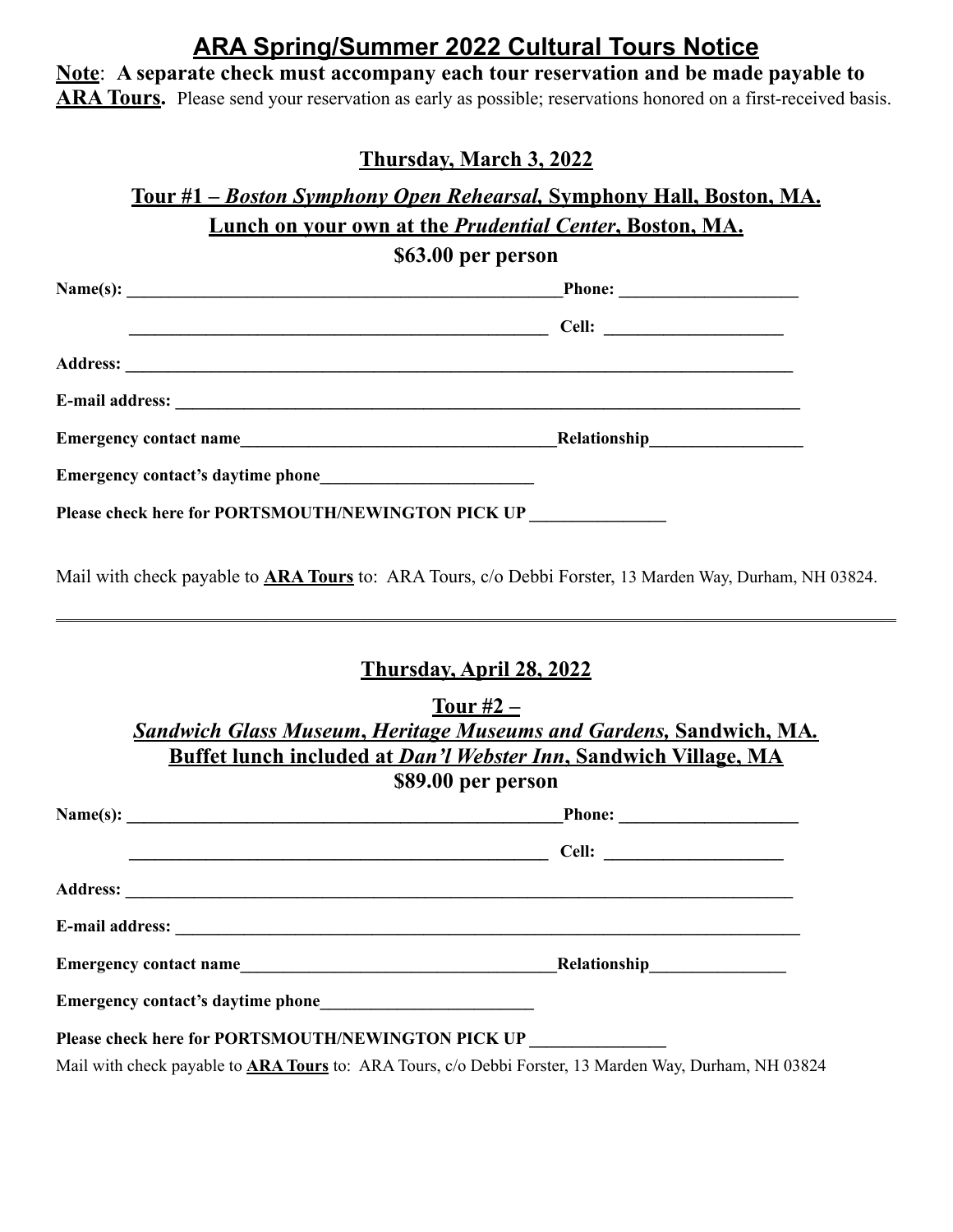# ARA Spring/Summer 2022 Cultural Tours Notice

**Note: A separate check must accompany each tour reservation and be made payable to ARA Tours.** Please send your reservation as early as possible; reservations honored on a first-received basis.

## Thursday, March 3, 2022

### Tour #1 – *Boston Symphony Open Rehearsal*, Symphony Hall, Boston, MA.

### Lunch on your own at the *Prudential Center*, Boston, MA.

### $63.00 per person

**Name(s):** ________________________________________________ **Phone:** ____________________

________________________________________________ **Cell:** ____________________

**Address:** ____________________________________________________________________________

**E-mail address:** ______________________________________________________________________

**Emergency contact name**___________________________________ **Relationship**_________________

**Emergency contact's daytime phone**________________________

**Please check here for PORTSMOUTH/NEWINGTON PICK UP** _______________

Mail with check payable to **ARA Tours** to: ARA Tours, c/o Debbi Forster, 13 Marden Way, Durham, NH 03824.

---

## Thursday, April 28, 2022

### Tour #2 – *Sandwich Glass Museum*, *Heritage Museums and Gardens,* Sandwich, MA.

### Buffet lunch included at *Dan'l Webster Inn*, Sandwich Village, MA

### $89.00 per person

**Name(s):** ________________________________________________ **Phone:** ____________________

________________________________________________ **Cell:** ____________________

**Address:** ____________________________________________________________________________

**E-mail address:** ______________________________________________________________________

**Emergency contact name**___________________________________ **Relationship**_______________

**Emergency contact's daytime phone**________________________

**Please check here for PORTSMOUTH/NEWINGTON PICK UP** _______________

Mail with check payable to **ARA Tours** to: ARA Tours, c/o Debbi Forster, 13 Marden Way, Durham, NH 03824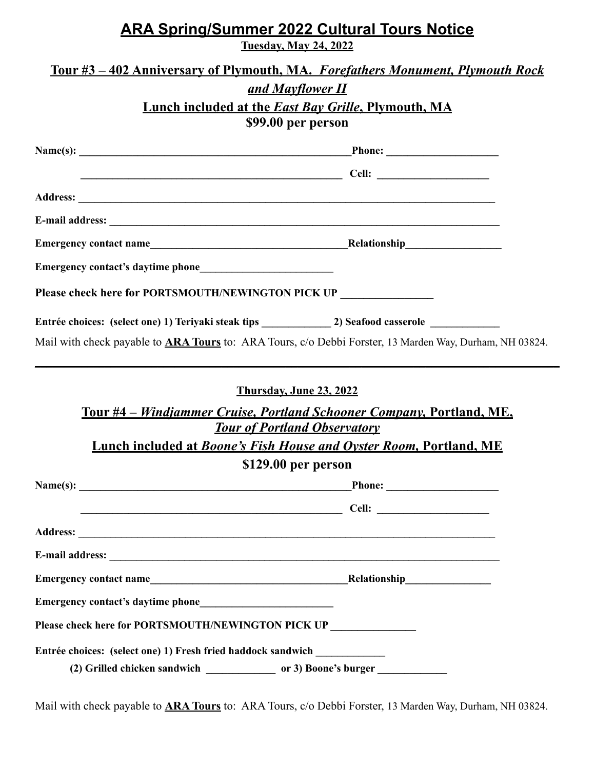# ARA Spring/Summer 2022 Cultural Tours Notice

**Tuesday, May 24, 2022**

## Tour #3 – 402 Anniversary of Plymouth, MA. *Forefathers Monument, Plymouth Rock and Mayflower II*

### Lunch included at the *East Bay Grille*, Plymouth, MA

### $99.00 per person

**Name(s):** ________________________________________________**Phone:** ____________________

________________________________________________ **Cell:** ____________________

**Address:** ___________________________________________________________________________

**E-mail address:** ______________________________________________________________________

**Emergency contact name**___________________________________**Relationship**_________________

**Emergency contact's daytime phone**________________________

**Please check here for PORTSMOUTH/NEWINGTON PICK UP** _______________

**Entrée choices: (select one) 1) Teriyaki steak tips** ____________ **2) Seafood casserole** ____________

Mail with check payable to **ARA Tours** to: ARA Tours, c/o Debbi Forster, 13 Marden Way, Durham, NH 03824.

---

**Thursday, June 23, 2022**

## Tour #4 – *Windjammer Cruise, Portland Schooner Company,* Portland, ME, *Tour of Portland Observatory*

### Lunch included at *Boone's Fish House and Oyster Room,* Portland, ME

### $129.00 per person

**Name(s):** ________________________________________________**Phone:** ____________________

________________________________________________ **Cell:** ____________________

**Address:** ___________________________________________________________________________

**E-mail address:** ______________________________________________________________________

**Emergency contact name**___________________________________**Relationship**_______________

**Emergency contact's daytime phone**________________________

**Please check here for PORTSMOUTH/NEWINGTON PICK UP** _______________

**Entrée choices: (select one) 1) Fresh fried haddock sandwich** ____________

**(2) Grilled chicken sandwich** ____________ **or 3) Boone's burger** ____________

Mail with check payable to **ARA Tours** to: ARA Tours, c/o Debbi Forster, 13 Marden Way, Durham, NH 03824.